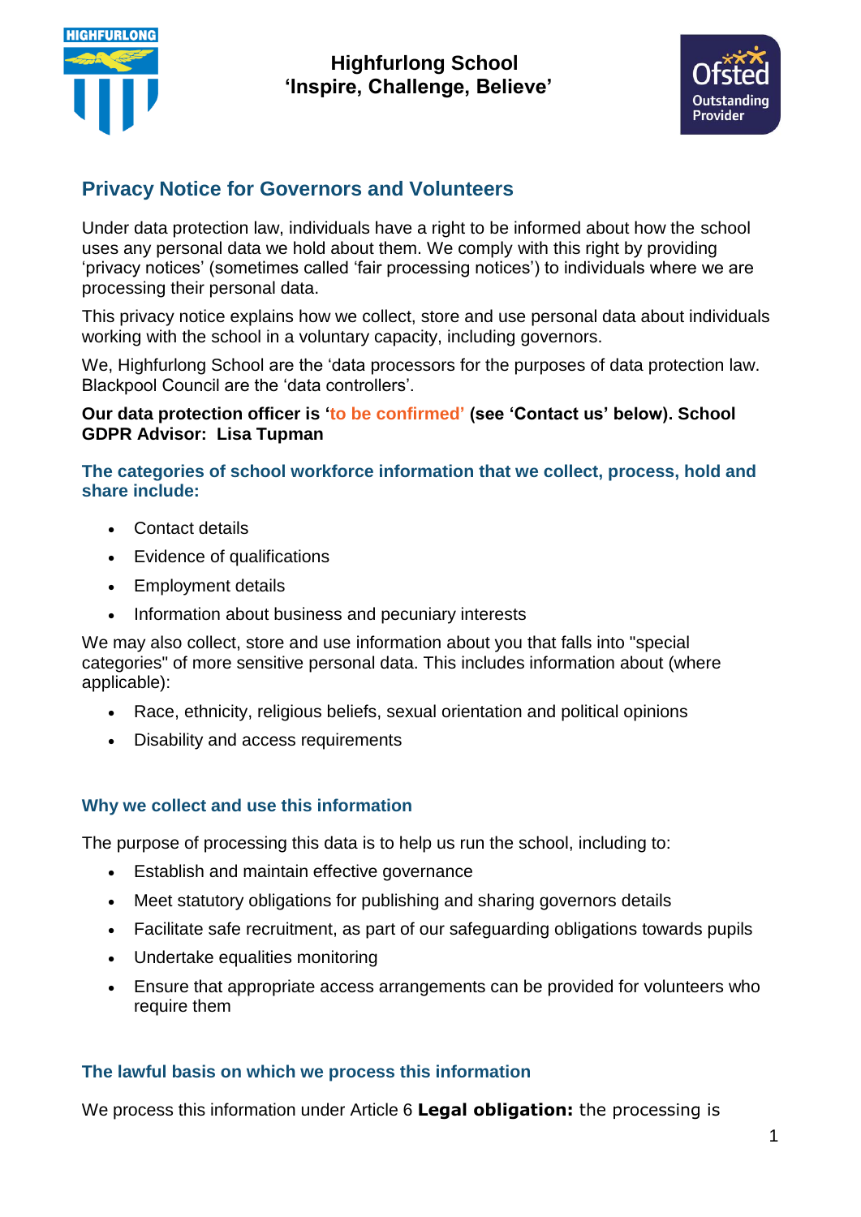**Highfurlong School**
**'Inspire, Challenge, Believe'**

## Privacy Notice for Governors and Volunteers

Under data protection law, individuals have a right to be informed about how the school uses any personal data we hold about them. We comply with this right by providing 'privacy notices' (sometimes called 'fair processing notices') to individuals where we are processing their personal data.

This privacy notice explains how we collect, store and use personal data about individuals working with the school in a voluntary capacity, including governors.

We, Highfurlong School are the 'data processors for the purposes of data protection law. Blackpool Council are the 'data controllers'.

**Our data protection officer is 'to be confirmed' (see 'Contact us' below). School GDPR Advisor: Lisa Tupman**

### The categories of school workforce information that we collect, process, hold and share include:

- Contact details
- Evidence of qualifications
- Employment details
- Information about business and pecuniary interests

We may also collect, store and use information about you that falls into "special categories" of more sensitive personal data. This includes information about (where applicable):

- Race, ethnicity, religious beliefs, sexual orientation and political opinions
- Disability and access requirements

### Why we collect and use this information

The purpose of processing this data is to help us run the school, including to:

- Establish and maintain effective governance
- Meet statutory obligations for publishing and sharing governors details
- Facilitate safe recruitment, as part of our safeguarding obligations towards pupils
- Undertake equalities monitoring
- Ensure that appropriate access arrangements can be provided for volunteers who require them

### The lawful basis on which we process this information

We process this information under Article 6 **Legal obligation:** the processing is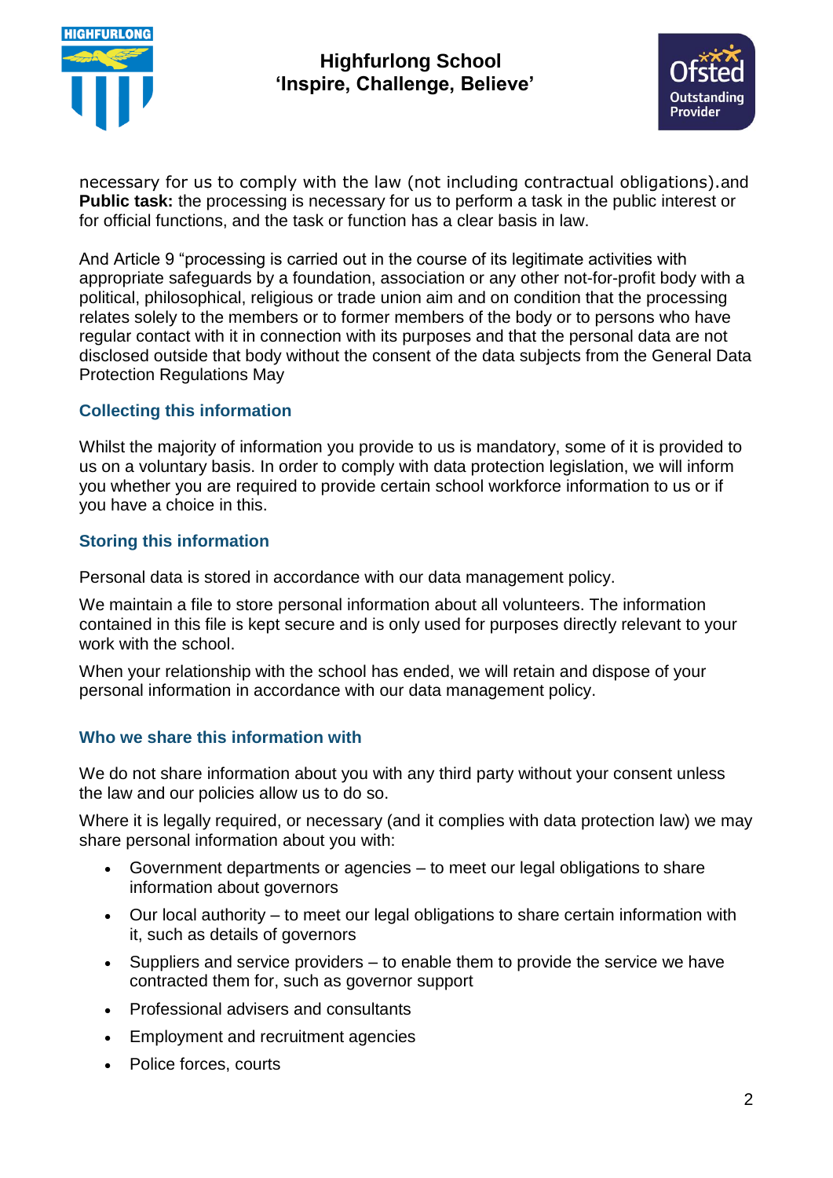necessary for us to comply with the law (not including contractual obligations).and **Public task:** the processing is necessary for us to perform a task in the public interest or for official functions, and the task or function has a clear basis in law.

And Article 9 “processing is carried out in the course of its legitimate activities with appropriate safeguards by a foundation, association or any other not-for-profit body with a political, philosophical, religious or trade union aim and on condition that the processing relates solely to the members or to former members of the body or to persons who have regular contact with it in connection with its purposes and that the personal data are not disclosed outside that body without the consent of the data subjects from the General Data Protection Regulations May

### Collecting this information

Whilst the majority of information you provide to us is mandatory, some of it is provided to us on a voluntary basis. In order to comply with data protection legislation, we will inform you whether you are required to provide certain school workforce information to us or if you have a choice in this.

### Storing this information

Personal data is stored in accordance with our data management policy.

We maintain a file to store personal information about all volunteers. The information contained in this file is kept secure and is only used for purposes directly relevant to your work with the school.

When your relationship with the school has ended, we will retain and dispose of your personal information in accordance with our data management policy.

### Who we share this information with

We do not share information about you with any third party without your consent unless the law and our policies allow us to do so.

Where it is legally required, or necessary (and it complies with data protection law) we may share personal information about you with:

- Government departments or agencies – to meet our legal obligations to share information about governors
- Our local authority – to meet our legal obligations to share certain information with it, such as details of governors
- Suppliers and service providers – to enable them to provide the service we have contracted them for, such as governor support
- Professional advisers and consultants
- Employment and recruitment agencies
- Police forces, courts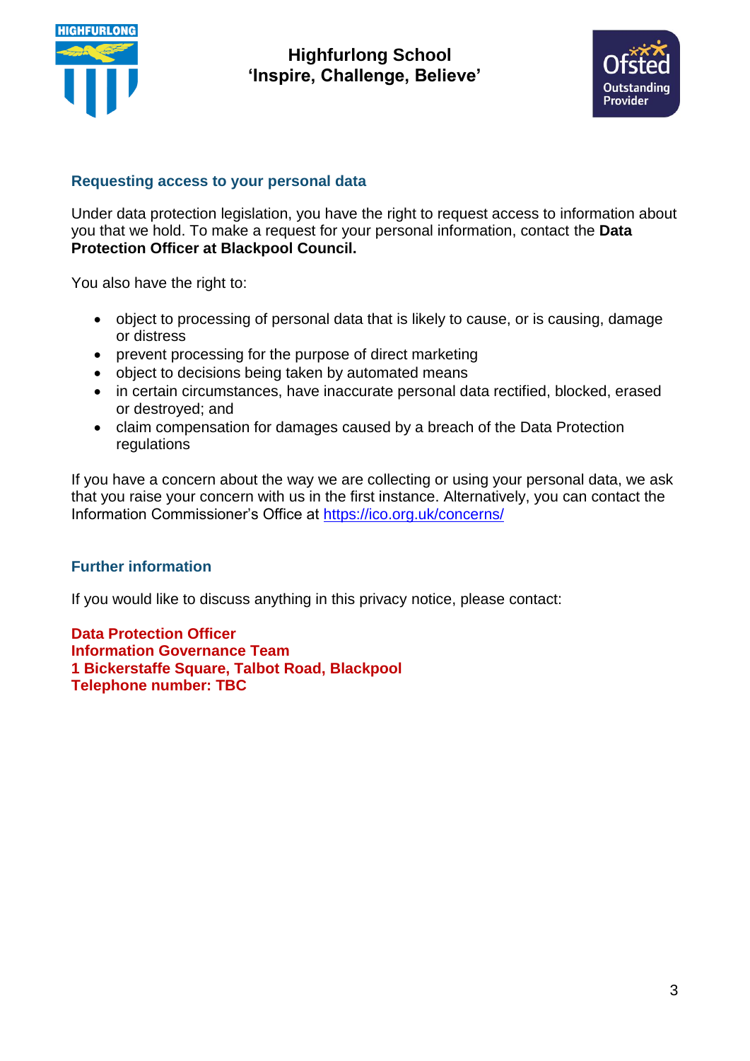## Requesting access to your personal data

Under data protection legislation, you have the right to request access to information about you that we hold. To make a request for your personal information, contact the **Data Protection Officer at Blackpool Council.**

You also have the right to:

- object to processing of personal data that is likely to cause, or is causing, damage or distress
- prevent processing for the purpose of direct marketing
- object to decisions being taken by automated means
- in certain circumstances, have inaccurate personal data rectified, blocked, erased or destroyed; and
- claim compensation for damages caused by a breach of the Data Protection regulations

If you have a concern about the way we are collecting or using your personal data, we ask that you raise your concern with us in the first instance. Alternatively, you can contact the Information Commissioner's Office at https://ico.org.uk/concerns/

## Further information

If you would like to discuss anything in this privacy notice, please contact:

**Data Protection Officer**
**Information Governance Team**
**1 Bickerstaffe Square, Talbot Road, Blackpool**
**Telephone number: TBC**